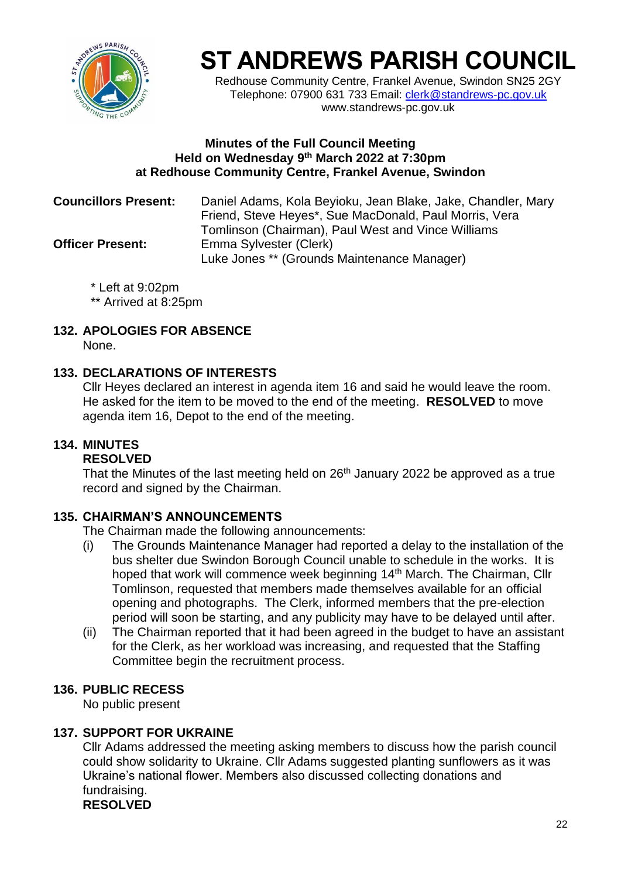# ST ANDREWS PARISH COUNCIL

Redhouse Community Centre, Frankel Avenue, Swindon SN25 2GY
Telephone: 07900 631 733 Email: clerk@standrews-pc.gov.uk
www.standrews-pc.gov.uk

**Minutes of the Full Council Meeting**
**Held on Wednesday 9th March 2022 at 7:30pm**
**at Redhouse Community Centre, Frankel Avenue, Swindon**

**Councillors Present:** Daniel Adams, Kola Beyioku, Jean Blake, Jake, Chandler, Mary Friend, Steve Heyes*, Sue MacDonald, Paul Morris, Vera Tomlinson (Chairman), Paul West and Vince Williams

**Officer Present:** Emma Sylvester (Clerk)
Luke Jones ** (Grounds Maintenance Manager)

\* Left at 9:02pm
\*\* Arrived at 8:25pm

## 132. APOLOGIES FOR ABSENCE

None.

## 133. DECLARATIONS OF INTERESTS

Cllr Heyes declared an interest in agenda item 16 and said he would leave the room. He asked for the item to be moved to the end of the meeting. **RESOLVED** to move agenda item 16, Depot to the end of the meeting.

## 134. MINUTES

**RESOLVED**

That the Minutes of the last meeting held on 26th January 2022 be approved as a true record and signed by the Chairman.

## 135. CHAIRMAN'S ANNOUNCEMENTS

The Chairman made the following announcements:

(i) The Grounds Maintenance Manager had reported a delay to the installation of the bus shelter due Swindon Borough Council unable to schedule in the works. It is hoped that work will commence week beginning 14th March. The Chairman, Cllr Tomlinson, requested that members made themselves available for an official opening and photographs. The Clerk, informed members that the pre-election period will soon be starting, and any publicity may have to be delayed until after.

(ii) The Chairman reported that it had been agreed in the budget to have an assistant for the Clerk, as her workload was increasing, and requested that the Staffing Committee begin the recruitment process.

## 136. PUBLIC RECESS

No public present

## 137. SUPPORT FOR UKRAINE

Cllr Adams addressed the meeting asking members to discuss how the parish council could show solidarity to Ukraine. Cllr Adams suggested planting sunflowers as it was Ukraine's national flower. Members also discussed collecting donations and fundraising.

**RESOLVED**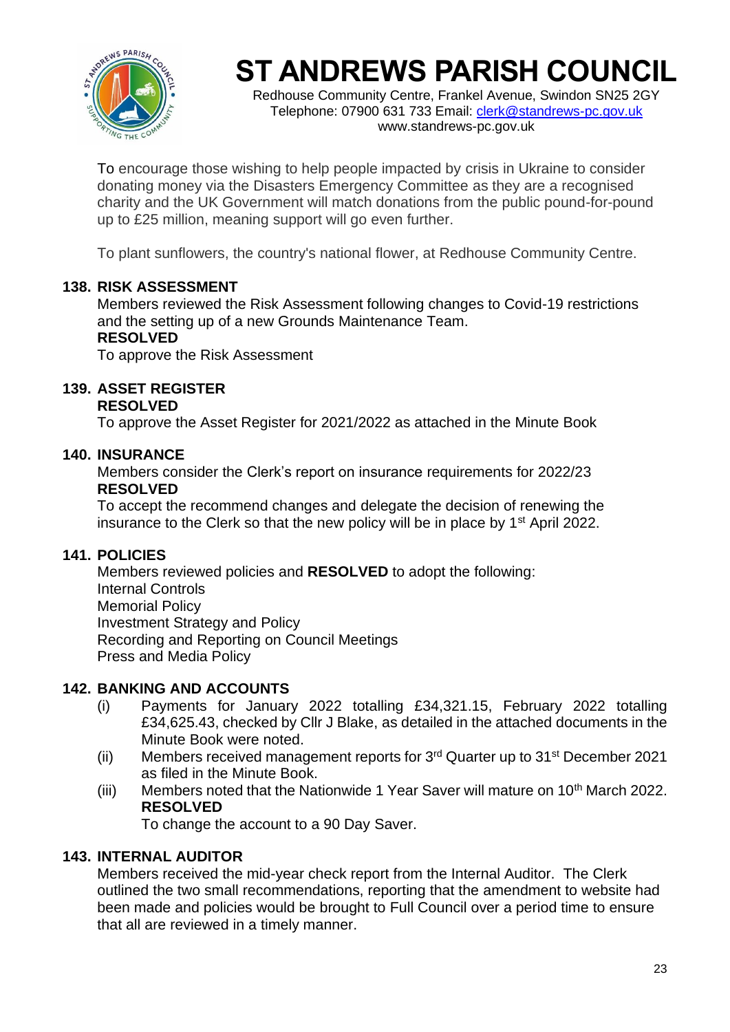# ST ANDREWS PARISH COUNCIL

Redhouse Community Centre, Frankel Avenue, Swindon SN25 2GY
Telephone: 07900 631 733 Email: clerk@standrews-pc.gov.uk
www.standrews-pc.gov.uk

To encourage those wishing to help people impacted by crisis in Ukraine to consider donating money via the Disasters Emergency Committee as they are a recognised charity and the UK Government will match donations from the public pound-for-pound up to £25 million, meaning support will go even further.

To plant sunflowers, the country's national flower, at Redhouse Community Centre.

**138. RISK ASSESSMENT**

Members reviewed the Risk Assessment following changes to Covid-19 restrictions and the setting up of a new Grounds Maintenance Team.

**RESOLVED**

To approve the Risk Assessment

**139. ASSET REGISTER**

**RESOLVED**

To approve the Asset Register for 2021/2022 as attached in the Minute Book

**140. INSURANCE**

Members consider the Clerk's report on insurance requirements for 2022/23

**RESOLVED**

To accept the recommend changes and delegate the decision of renewing the insurance to the Clerk so that the new policy will be in place by 1st April 2022.

**141. POLICIES**

Members reviewed policies and **RESOLVED** to adopt the following:

Internal Controls
Memorial Policy
Investment Strategy and Policy
Recording and Reporting on Council Meetings
Press and Media Policy

**142. BANKING AND ACCOUNTS**

(i) Payments for January 2022 totalling £34,321.15, February 2022 totalling £34,625.43, checked by Cllr J Blake, as detailed in the attached documents in the Minute Book were noted.

(ii) Members received management reports for 3rd Quarter up to 31st December 2021 as filed in the Minute Book.

(iii) Members noted that the Nationwide 1 Year Saver will mature on 10th March 2022.
**RESOLVED**
To change the account to a 90 Day Saver.

**143. INTERNAL AUDITOR**

Members received the mid-year check report from the Internal Auditor. The Clerk outlined the two small recommendations, reporting that the amendment to website had been made and policies would be brought to Full Council over a period time to ensure that all are reviewed in a timely manner.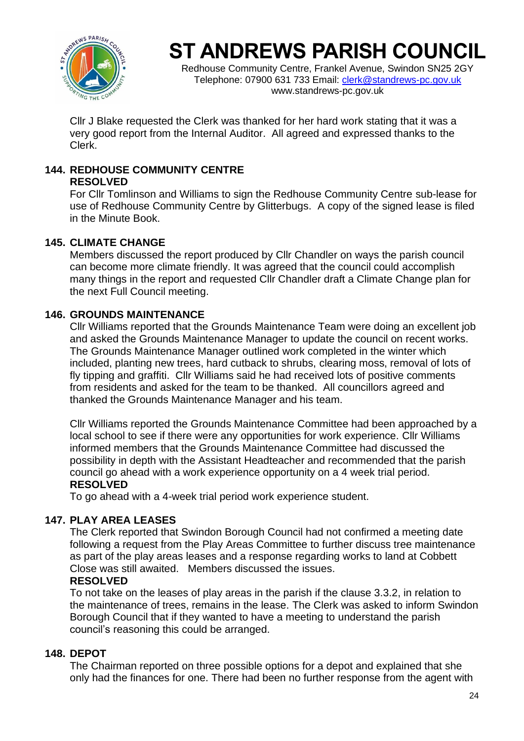Cllr J Blake requested the Clerk was thanked for her hard work stating that it was a very good report from the Internal Auditor. All agreed and expressed thanks to the Clerk.

## 144. REDHOUSE COMMUNITY CENTRE

**RESOLVED**

For Cllr Tomlinson and Williams to sign the Redhouse Community Centre sub-lease for use of Redhouse Community Centre by Glitterbugs. A copy of the signed lease is filed in the Minute Book.

## 145. CLIMATE CHANGE

Members discussed the report produced by Cllr Chandler on ways the parish council can become more climate friendly. It was agreed that the council could accomplish many things in the report and requested Cllr Chandler draft a Climate Change plan for the next Full Council meeting.

## 146. GROUNDS MAINTENANCE

Cllr Williams reported that the Grounds Maintenance Team were doing an excellent job and asked the Grounds Maintenance Manager to update the council on recent works. The Grounds Maintenance Manager outlined work completed in the winter which included, planting new trees, hard cutback to shrubs, clearing moss, removal of lots of fly tipping and graffiti. Cllr Williams said he had received lots of positive comments from residents and asked for the team to be thanked. All councillors agreed and thanked the Grounds Maintenance Manager and his team.

Cllr Williams reported the Grounds Maintenance Committee had been approached by a local school to see if there were any opportunities for work experience. Cllr Williams informed members that the Grounds Maintenance Committee had discussed the possibility in depth with the Assistant Headteacher and recommended that the parish council go ahead with a work experience opportunity on a 4 week trial period.

**RESOLVED**

To go ahead with a 4-week trial period work experience student.

## 147. PLAY AREA LEASES

The Clerk reported that Swindon Borough Council had not confirmed a meeting date following a request from the Play Areas Committee to further discuss tree maintenance as part of the play areas leases and a response regarding works to land at Cobbett Close was still awaited. Members discussed the issues.

**RESOLVED**

To not take on the leases of play areas in the parish if the clause 3.3.2, in relation to the maintenance of trees, remains in the lease. The Clerk was asked to inform Swindon Borough Council that if they wanted to have a meeting to understand the parish council's reasoning this could be arranged.

## 148. DEPOT

The Chairman reported on three possible options for a depot and explained that she only had the finances for one. There had been no further response from the agent with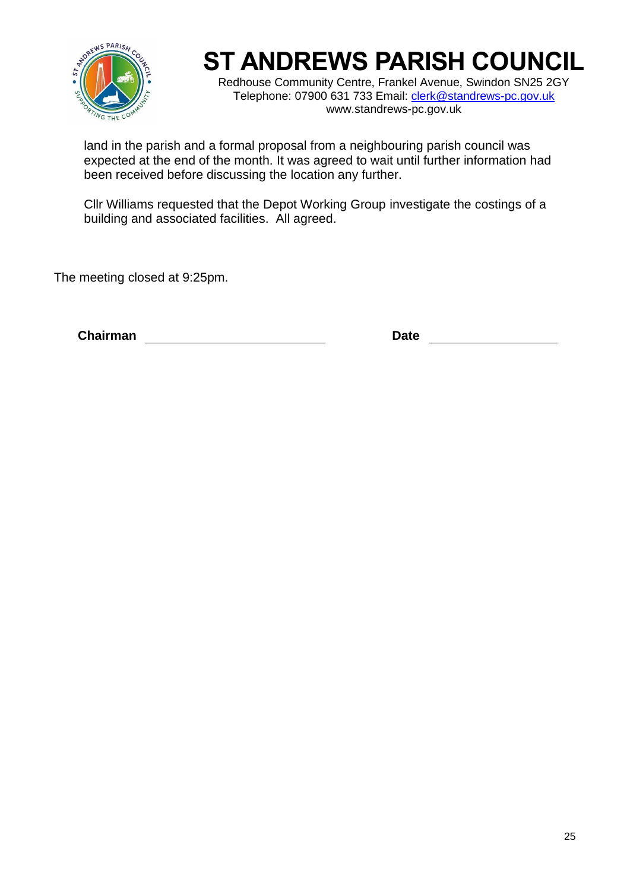land in the parish and a formal proposal from a neighbouring parish council was expected at the end of the month. It was agreed to wait until further information had been received before discussing the location any further.

Cllr Williams requested that the Depot Working Group investigate the costings of a building and associated facilities. All agreed.

The meeting closed at 9:25pm.

**Chairman** \_\_\_\_\_\_\_\_\_\_\_\_\_\_\_\_\_\_\_\_\_\_\_\_\_\_ **Date** \_\_\_\_\_\_\_\_\_\_\_\_\_\_\_\_\_\_\_\_